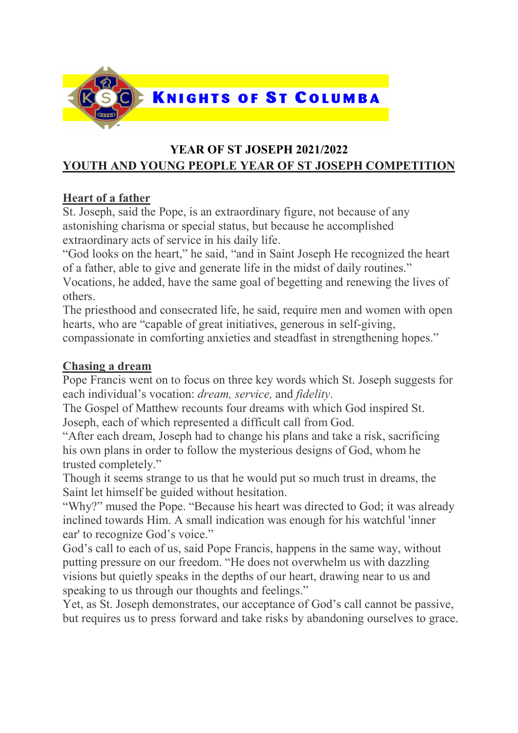**KNIGHTS OF ST COLUMBA**

# YEAR OF ST JOSEPH 2021/2022

## YOUTH AND YOUNG PEOPLE YEAR OF ST JOSEPH COMPETITION

### Heart of a father

St. Joseph, said the Pope, is an extraordinary figure, not because of any astonishing charisma or special status, but because he accomplished extraordinary acts of service in his daily life.

"God looks on the heart," he said, "and in Saint Joseph He recognized the heart of a father, able to give and generate life in the midst of daily routines."

Vocations, he added, have the same goal of begetting and renewing the lives of others.

The priesthood and consecrated life, he said, require men and women with open hearts, who are "capable of great initiatives, generous in self-giving, compassionate in comforting anxieties and steadfast in strengthening hopes."

### Chasing a dream

Pope Francis went on to focus on three key words which St. Joseph suggests for each individual's vocation: *dream, service,* and *fidelity*.

The Gospel of Matthew recounts four dreams with which God inspired St. Joseph, each of which represented a difficult call from God.

"After each dream, Joseph had to change his plans and take a risk, sacrificing his own plans in order to follow the mysterious designs of God, whom he trusted completely."

Though it seems strange to us that he would put so much trust in dreams, the Saint let himself be guided without hesitation.

"Why?" mused the Pope. "Because his heart was directed to God; it was already inclined towards Him. A small indication was enough for his watchful 'inner ear' to recognize God's voice."

God's call to each of us, said Pope Francis, happens in the same way, without putting pressure on our freedom. "He does not overwhelm us with dazzling visions but quietly speaks in the depths of our heart, drawing near to us and speaking to us through our thoughts and feelings."

Yet, as St. Joseph demonstrates, our acceptance of God's call cannot be passive, but requires us to press forward and take risks by abandoning ourselves to grace.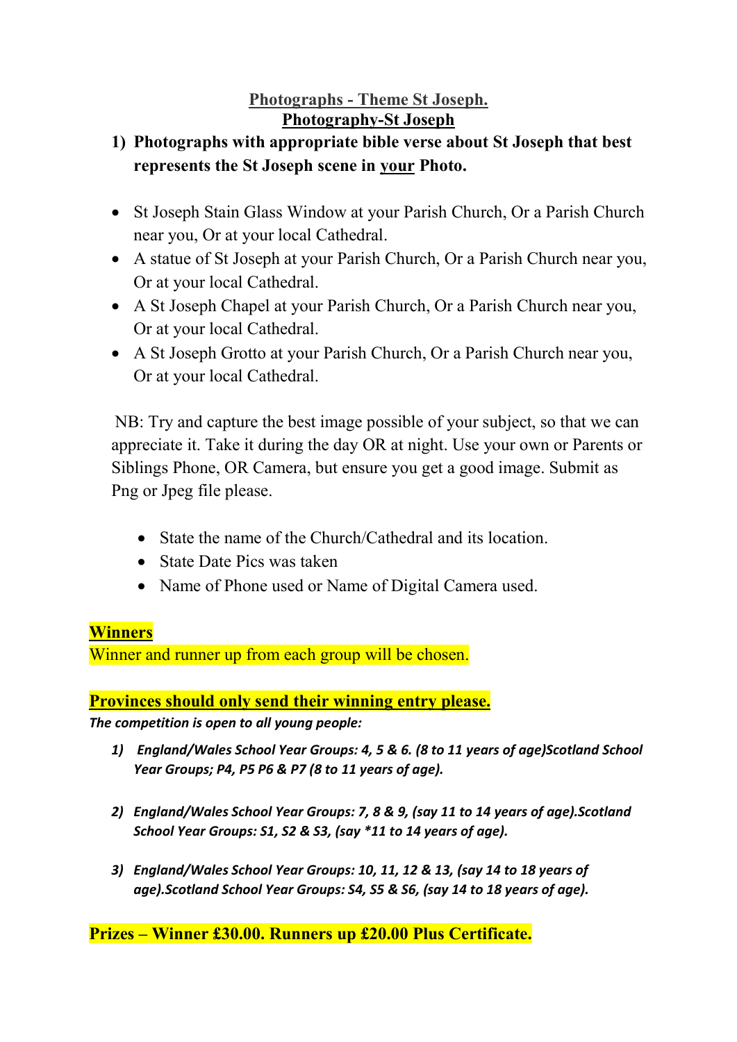## Photographs - Theme St Joseph.

## Photography-St Joseph

1) **Photographs with appropriate bible verse about St Joseph that best represents the St Joseph scene in <u>your</u> Photo.**

- St Joseph Stain Glass Window at your Parish Church, Or a Parish Church near you, Or at your local Cathedral.
- A statue of St Joseph at your Parish Church, Or a Parish Church near you, Or at your local Cathedral.
- A St Joseph Chapel at your Parish Church, Or a Parish Church near you, Or at your local Cathedral.
- A St Joseph Grotto at your Parish Church, Or a Parish Church near you, Or at your local Cathedral.

NB: Try and capture the best image possible of your subject, so that we can appreciate it. Take it during the day OR at night. Use your own or Parents or Siblings Phone, OR Camera, but ensure you get a good image. Submit as Png or Jpeg file please.

- State the name of the Church/Cathedral and its location.
- State Date Pics was taken
- Name of Phone used or Name of Digital Camera used.

**Winners**

Winner and runner up from each group will be chosen.

**Provinces should only send their winning entry please.**

***The competition is open to all young people:***

1) ***England/Wales School Year Groups: 4, 5 & 6. (8 to 11 years of age)Scotland School Year Groups; P4, P5 P6 & P7 (8 to 11 years of age).***

2) ***England/Wales School Year Groups: 7, 8 & 9, (say 11 to 14 years of age).Scotland School Year Groups: S1, S2 & S3, (say *11 to 14 years of age).***

3) ***England/Wales School Year Groups: 10, 11, 12 & 13, (say 14 to 18 years of age).Scotland School Year Groups: S4, S5 & S6, (say 14 to 18 years of age).***

**Prizes – Winner £30.00. Runners up £20.00 Plus Certificate.**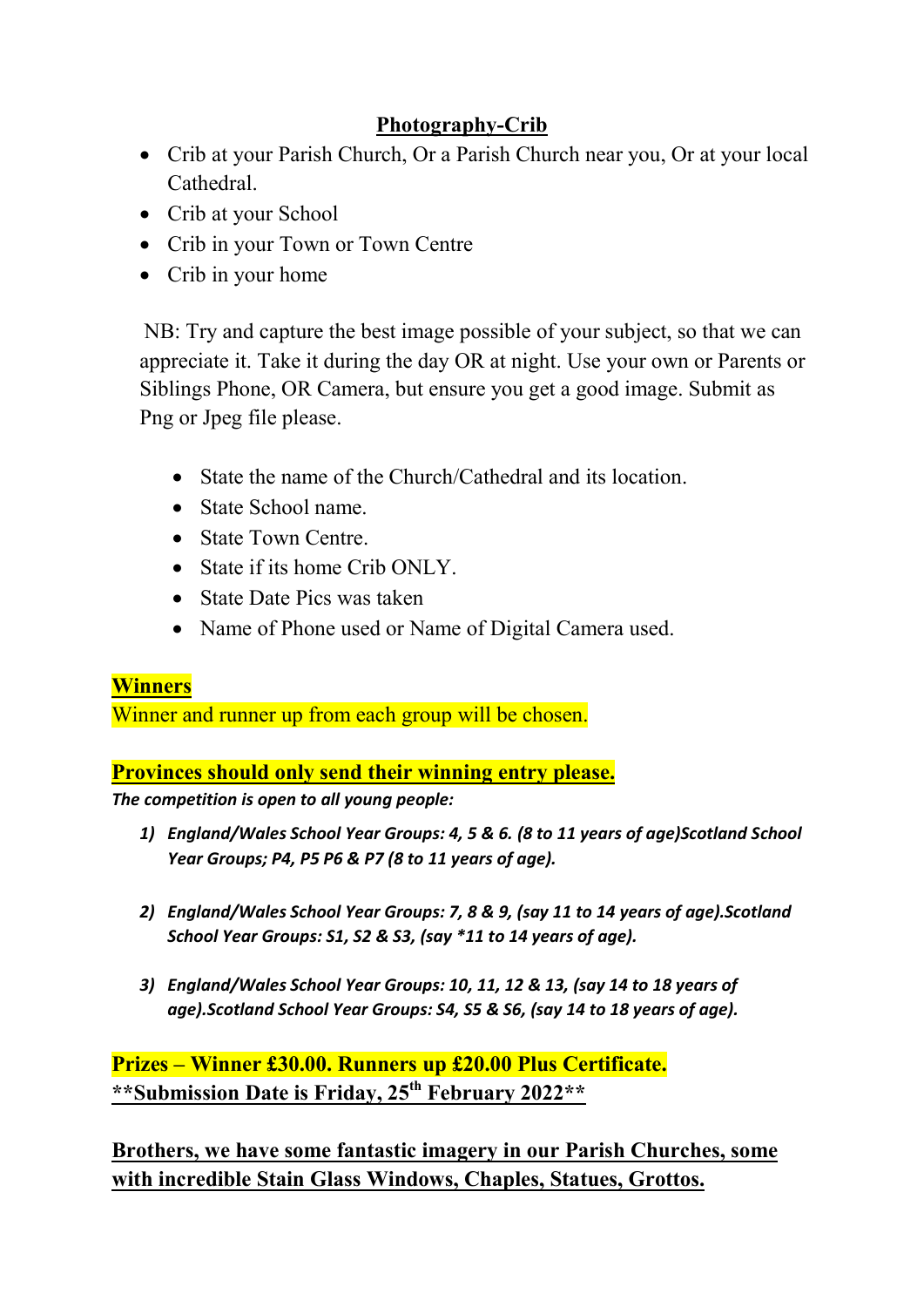## Photography-Crib

- Crib at your Parish Church, Or a Parish Church near you, Or at your local Cathedral.
- Crib at your School
- Crib in your Town or Town Centre
- Crib in your home

NB: Try and capture the best image possible of your subject, so that we can appreciate it. Take it during the day OR at night. Use your own or Parents or Siblings Phone, OR Camera, but ensure you get a good image. Submit as Png or Jpeg file please.

- State the name of the Church/Cathedral and its location.
- State School name.
- State Town Centre.
- State if its home Crib ONLY.
- State Date Pics was taken
- Name of Phone used or Name of Digital Camera used.

**Winners**

Winner and runner up from each group will be chosen.

**Provinces should only send their winning entry please.**

***The competition is open to all young people:***

1) ***England/Wales School Year Groups: 4, 5 & 6. (8 to 11 years of age)Scotland School Year Groups; P4, P5 P6 & P7 (8 to 11 years of age).***

2) ***England/Wales School Year Groups: 7, 8 & 9, (say 11 to 14 years of age).Scotland School Year Groups: S1, S2 & S3, (say *11 to 14 years of age).***

3) ***England/Wales School Year Groups: 10, 11, 12 & 13, (say 14 to 18 years of age).Scotland School Year Groups: S4, S5 & S6, (say 14 to 18 years of age).***

**Prizes – Winner £30.00. Runners up £20.00 Plus Certificate.**

****Submission Date is Friday, 25th February 2022****

**Brothers, we have some fantastic imagery in our Parish Churches, some with incredible Stain Glass Windows, Chaples, Statues, Grottos.**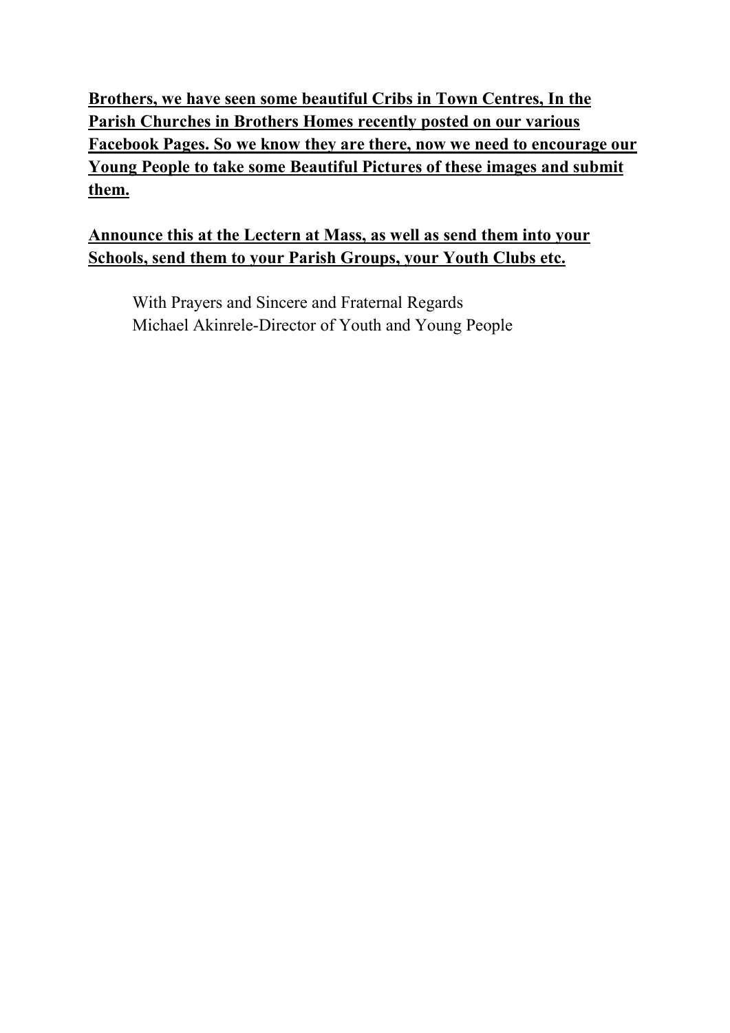**<u>Brothers, we have seen some beautiful Cribs in Town Centres, In the Parish Churches in Brothers Homes recently posted on our various Facebook Pages. So we know they are there, now we need to encourage our Young People to take some Beautiful Pictures of these images and submit them.</u>**

**<u>Announce this at the Lectern at Mass, as well as send them into your Schools, send them to your Parish Groups, your Youth Clubs etc.</u>**

With Prayers and Sincere and Fraternal Regards
Michael Akinrele-Director of Youth and Young People